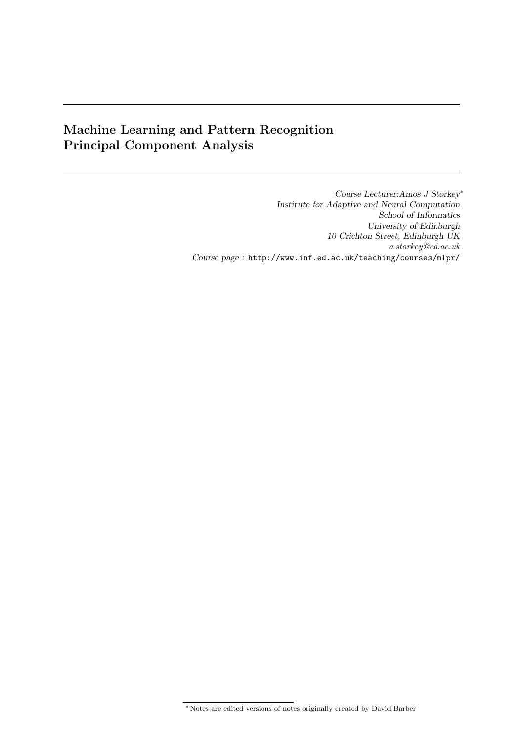# Machine Learning and Pattern Recognition
# Principal Component Analysis

*Course Lecturer:Amos J Storkey*[*]
*Institute for Adaptive and Neural Computation*
*School of Informatics*
*University of Edinburgh*
*10 Crichton Street, Edinburgh UK*
*a.storkey@ed.ac.uk*
*Course page :* http://www.inf.ed.ac.uk/teaching/courses/mlpr/

[*] Notes are edited versions of notes originally created by David Barber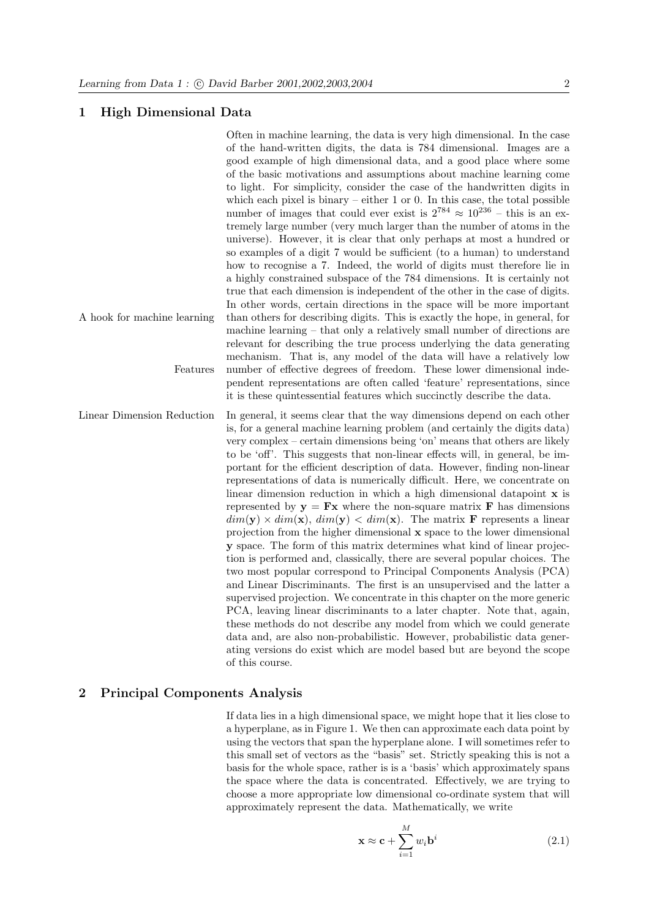# 1 High Dimensional Data

Often in machine learning, the data is very high dimensional. In the case of the hand-written digits, the data is 784 dimensional. Images are a good example of high dimensional data, and a good place where some of the basic motivations and assumptions about machine learning come to light. For simplicity, consider the case of the handwritten digits in which each pixel is binary – either 1 or 0. In this case, the total possible number of images that could ever exist is $2^{784} \approx 10^{236}$ – this is an extremely large number (very much larger than the number of atoms in the universe). However, it is clear that only perhaps at most a hundred or so examples of a digit 7 would be sufficient (to a human) to understand how to recognise a 7. Indeed, the world of digits must therefore lie in a highly constrained subspace of the 784 dimensions. It is certainly not true that each dimension is independent of the other in the case of digits. In other words, certain directions in the space will be more important than others for describing digits. This is exactly the hope, in general, for machine learning – that only a relatively small number of directions are relevant for describing the true process underlying the data generating mechanism. That is, any model of the data will have a relatively low number of effective degrees of freedom. These lower dimensional independent representations are often called 'feature' representations, since it is these quintessential features which succinctly describe the data.

*A hook for machine learning*

*Features*

*Linear Dimension Reduction*

In general, it seems clear that the way dimensions depend on each other is, for a general machine learning problem (and certainly the digits data) very complex – certain dimensions being 'on' means that others are likely to be 'off'. This suggests that non-linear effects will, in general, be important for the efficient description of data. However, finding non-linear representations of data is numerically difficult. Here, we concentrate on linear dimension reduction in which a high dimensional datapoint $\mathbf{x}$ is represented by $\mathbf{y} = \mathbf{F}\mathbf{x}$ where the non-square matrix $\mathbf{F}$ has dimensions $dim(\mathbf{y}) \times dim(\mathbf{x})$, $dim(\mathbf{y}) < dim(\mathbf{x})$. The matrix $\mathbf{F}$ represents a linear projection from the higher dimensional $\mathbf{x}$ space to the lower dimensional $\mathbf{y}$ space. The form of this matrix determines what kind of linear projection is performed and, classically, there are several popular choices. The two most popular correspond to Principal Components Analysis (PCA) and Linear Discriminants. The first is an unsupervised and the latter a supervised projection. We concentrate in this chapter on the more generic PCA, leaving linear discriminants to a later chapter. Note that, again, these methods do not describe any model from which we could generate data and, are also non-probabilistic. However, probabilistic data generating versions do exist which are model based but are beyond the scope of this course.

# 2 Principal Components Analysis

If data lies in a high dimensional space, we might hope that it lies close to a hyperplane, as in Figure 1. We then can approximate each data point by using the vectors that span the hyperplane alone. I will sometimes refer to this small set of vectors as the "basis" set. Strictly speaking this is not a basis for the whole space, rather is is a 'basis' which approximately spans the space where the data is concentrated. Effectively, we are trying to choose a more appropriate low dimensional co-ordinate system that will approximately represent the data. Mathematically, we write

$$\mathbf{x} \approx \mathbf{c} + \sum_{i=1}^{M} w_i \mathbf{b}^i \tag{2.1}$$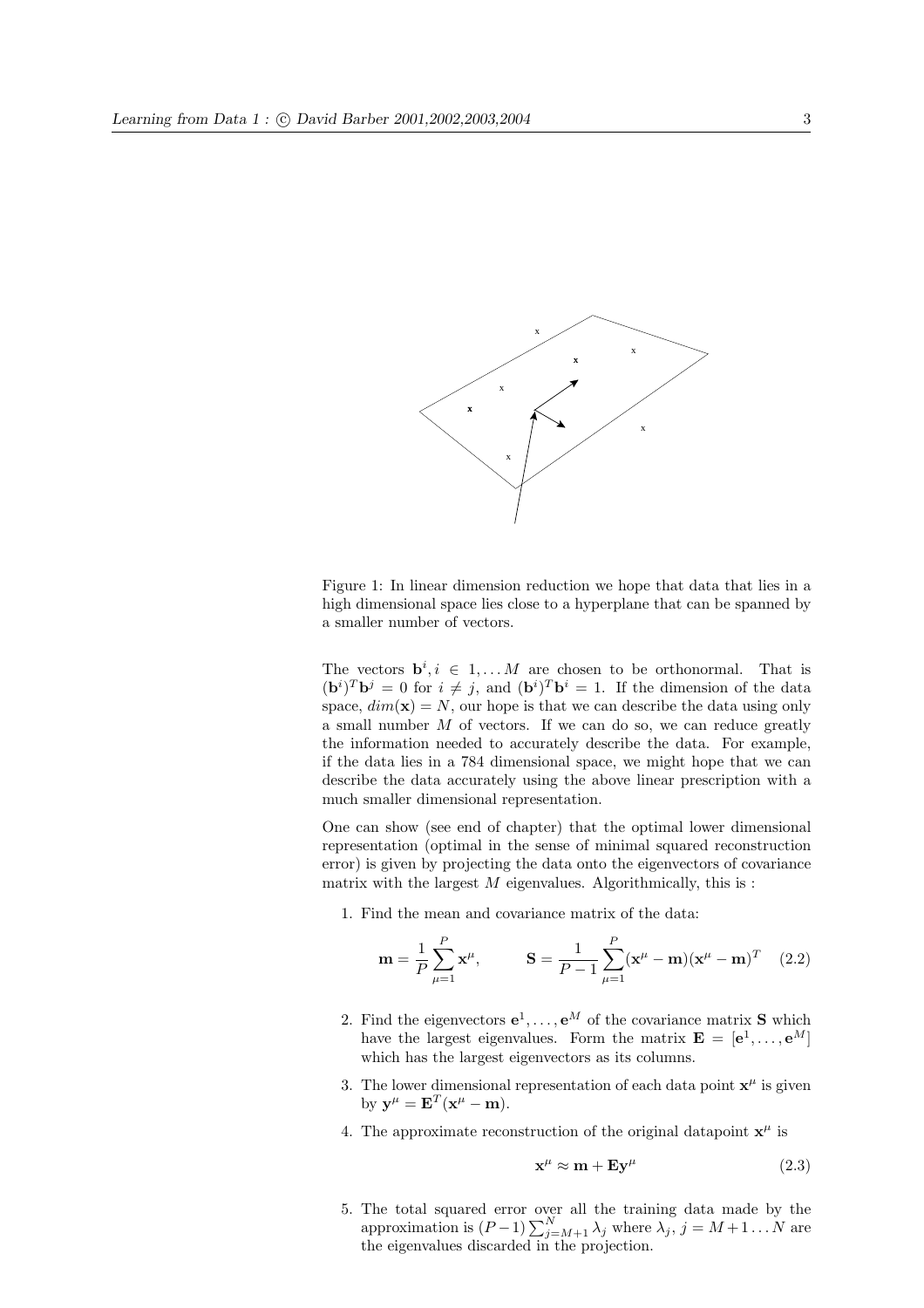Figure 1: In linear dimension reduction we hope that data that lies in a high dimensional space lies close to a hyperplane that can be spanned by a smaller number of vectors.

The vectors $\mathbf{b}^i, i \in 1, \ldots M$ are chosen to be orthonormal. That is $(\mathbf{b}^i)^T \mathbf{b}^j = 0$ for $i \neq j$, and $(\mathbf{b}^i)^T \mathbf{b}^i = 1$. If the dimension of the data space, $dim(\mathbf{x}) = N$, our hope is that we can describe the data using only a small number $M$ of vectors. If we can do so, we can reduce greatly the information needed to accurately describe the data. For example, if the data lies in a 784 dimensional space, we might hope that we can describe the data accurately using the above linear prescription with a much smaller dimensional representation.

One can show (see end of chapter) that the optimal lower dimensional representation (optimal in the sense of minimal squared reconstruction error) is given by projecting the data onto the eigenvectors of covariance matrix with the largest $M$ eigenvalues. Algorithmically, this is :

1. Find the mean and covariance matrix of the data:

$$\mathbf{m} = \frac{1}{P} \sum_{\mu=1}^{P} \mathbf{x}^\mu, \qquad \mathbf{S} = \frac{1}{P-1} \sum_{\mu=1}^{P} (\mathbf{x}^\mu - \mathbf{m})(\mathbf{x}^\mu - \mathbf{m})^T \tag{2.2}$$

2. Find the eigenvectors $\mathbf{e}^1, \ldots, \mathbf{e}^M$ of the covariance matrix $\mathbf{S}$ which have the largest eigenvalues. Form the matrix $\mathbf{E} = [\mathbf{e}^1, \ldots, \mathbf{e}^M]$ which has the largest eigenvectors as its columns.

3. The lower dimensional representation of each data point $\mathbf{x}^\mu$ is given by $\mathbf{y}^\mu = \mathbf{E}^T(\mathbf{x}^\mu - \mathbf{m})$.

4. The approximate reconstruction of the original datapoint $\mathbf{x}^\mu$ is

$$\mathbf{x}^\mu \approx \mathbf{m} + \mathbf{E}\mathbf{y}^\mu \tag{2.3}$$

5. The total squared error over all the training data made by the approximation is $(P-1)\sum_{j=M+1}^{N} \lambda_j$ where $\lambda_j$, $j = M+1 \ldots N$ are the eigenvalues discarded in the projection.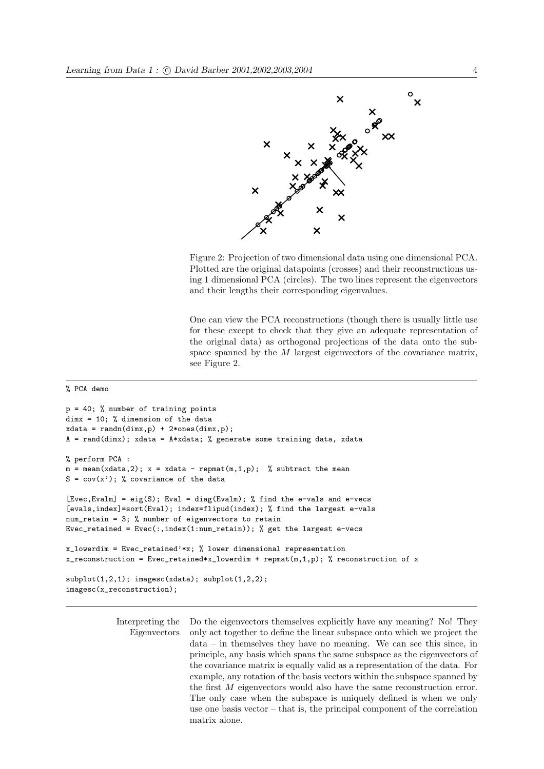Figure 2: Projection of two dimensional data using one dimensional PCA. Plotted are the original datapoints (crosses) and their reconstructions using 1 dimensional PCA (circles). The two lines represent the eigenvectors and their lengths their corresponding eigenvalues.

One can view the PCA reconstructions (though there is usually little use for these except to check that they give an adequate representation of the original data) as orthogonal projections of the data onto the subspace spanned by the $M$ largest eigenvectors of the covariance matrix, see Figure 2.

```
% PCA demo

p = 40; % number of training points
dimx = 10; % dimension of the data
xdata = randn(dimx,p) + 2*ones(dimx,p);
A = rand(dimx); xdata = A*xdata; % generate some training data, xdata

% perform PCA :
m = mean(xdata,2); x = xdata - repmat(m,1,p);  % subtract the mean
S = cov(x'); % covariance of the data

[Evec,Evalm] = eig(S); Eval = diag(Evalm); % find the e-vals and e-vecs
[evals,index]=sort(Eval); index=flipud(index); % find the largest e-vals
num_retain = 3; % number of eigenvectors to retain
Evec_retained = Evec(:,index(1:num_retain)); % get the largest e-vecs

x_lowerdim = Evec_retained'*x; % lower dimensional representation
x_reconstruction = Evec_retained*x_lowerdim + repmat(m,1,p); % reconstruction of x

subplot(1,2,1); imagesc(xdata); subplot(1,2,2);
imagesc(x_reconstruction);
```

**Interpreting the Eigenvectors**

Do the eigenvectors themselves explicitly have any meaning? No! They only act together to define the linear subspace onto which we project the data – in themselves they have no meaning. We can see this since, in principle, any basis which spans the same subspace as the eigenvectors of the covariance matrix is equally valid as a representation of the data. For example, any rotation of the basis vectors within the subspace spanned by the first $M$ eigenvectors would also have the same reconstruction error. The only case when the subspace is uniquely defined is when we only use one basis vector – that is, the principal component of the correlation matrix alone.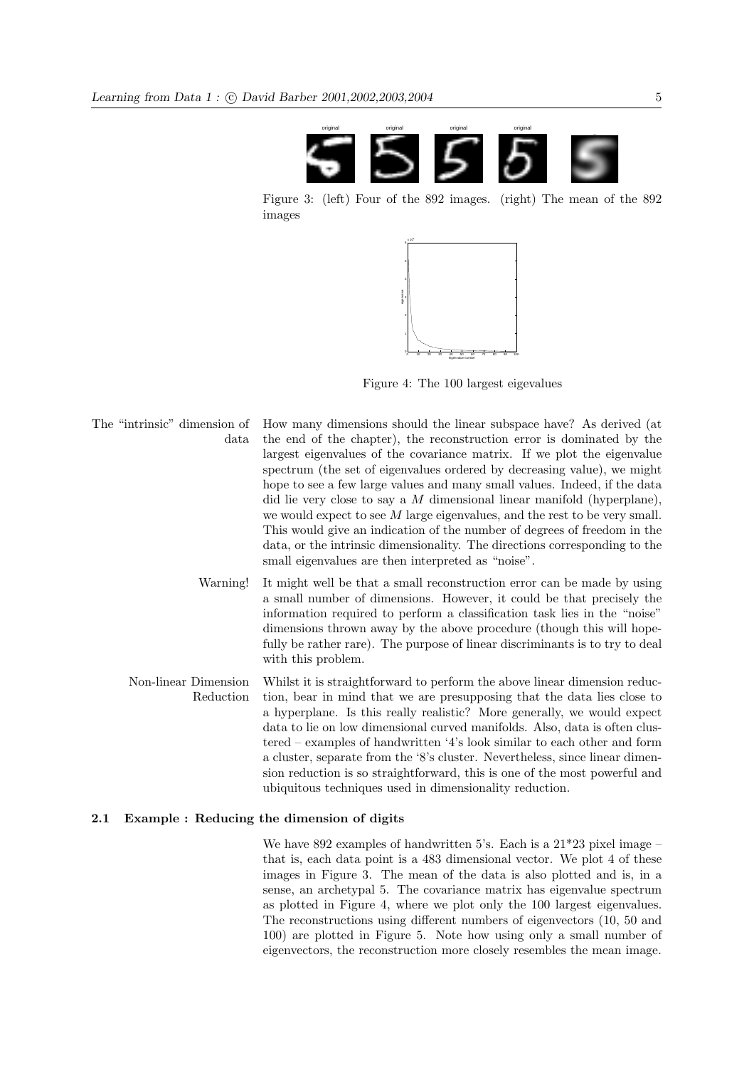Figure 3: (left) Four of the 892 images. (right) The mean of the 892 images

Figure 4: The 100 largest eigevalues

**The "intrinsic" dimension of data**

How many dimensions should the linear subspace have? As derived (at the end of the chapter), the reconstruction error is dominated by the largest eigenvalues of the covariance matrix. If we plot the eigenvalue spectrum (the set of eigenvalues ordered by decreasing value), we might hope to see a few large values and many small values. Indeed, if the data did lie very close to say a $M$ dimensional linear manifold (hyperplane), we would expect to see $M$ large eigenvalues, and the rest to be very small. This would give an indication of the number of degrees of freedom in the data, or the intrinsic dimensionality. The directions corresponding to the small eigenvalues are then interpreted as "noise".

**Warning!**

It might well be that a small reconstruction error can be made by using a small number of dimensions. However, it could be that precisely the information required to perform a classification task lies in the "noise" dimensions thrown away by the above procedure (though this will hopefully be rather rare). The purpose of linear discriminants is to try to deal with this problem.

**Non-linear Dimension Reduction**

Whilst it is straightforward to perform the above linear dimension reduction, bear in mind that we are presupposing that the data lies close to a hyperplane. Is this really realistic? More generally, we would expect data to lie on low dimensional curved manifolds. Also, data is often clustered – examples of handwritten '4's look similar to each other and form a cluster, separate from the '8's cluster. Nevertheless, since linear dimension reduction is so straightforward, this is one of the most powerful and ubiquitous techniques used in dimensionality reduction.

### 2.1 Example : Reducing the dimension of digits

We have 892 examples of handwritten 5's. Each is a 21*23 pixel image – that is, each data point is a 483 dimensional vector. We plot 4 of these images in Figure 3. The mean of the data is also plotted and is, in a sense, an archetypal 5. The covariance matrix has eigenvalue spectrum as plotted in Figure 4, where we plot only the 100 largest eigenvalues. The reconstructions using different numbers of eigenvectors (10, 50 and 100) are plotted in Figure 5. Note how using only a small number of eigenvectors, the reconstruction more closely resembles the mean image.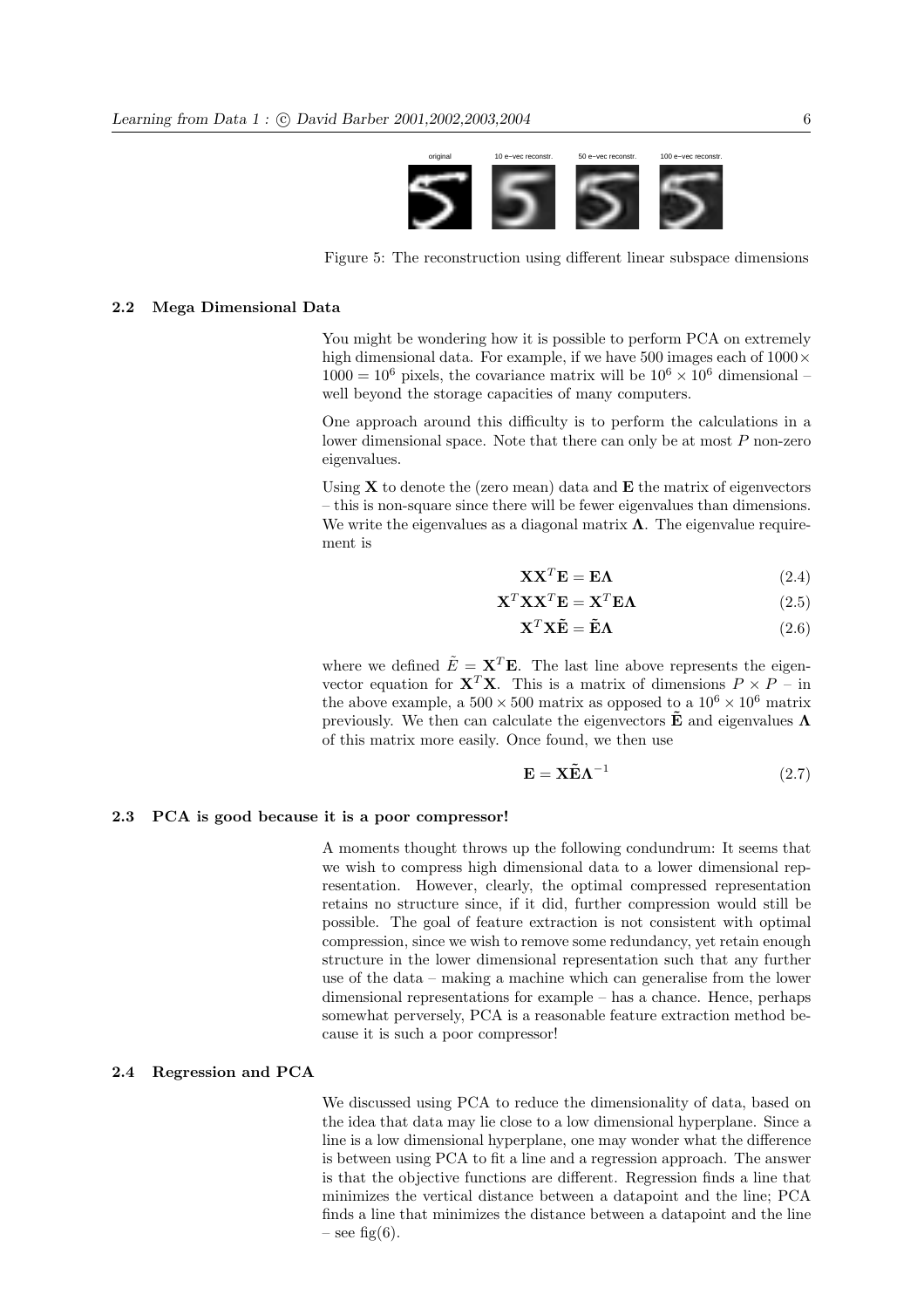Figure 5: The reconstruction using different linear subspace dimensions

## 2.2 Mega Dimensional Data

You might be wondering how it is possible to perform PCA on extremely high dimensional data. For example, if we have 500 images each of $1000 \times 1000 = 10^6$ pixels, the covariance matrix will be $10^6 \times 10^6$ dimensional – well beyond the storage capacities of many computers.

One approach around this difficulty is to perform the calculations in a lower dimensional space. Note that there can only be at most $P$ non-zero eigenvalues.

Using $\mathbf{X}$ to denote the (zero mean) data and $\mathbf{E}$ the matrix of eigenvectors – this is non-square since there will be fewer eigenvalues than dimensions. We write the eigenvalues as a diagonal matrix $\mathbf{\Lambda}$. The eigenvalue requirement is

$$\mathbf{X}\mathbf{X}^T\mathbf{E} = \mathbf{E}\mathbf{\Lambda} \tag{2.4}$$

$$\mathbf{X}^T\mathbf{X}\mathbf{X}^T\mathbf{E} = \mathbf{X}^T\mathbf{E}\mathbf{\Lambda} \tag{2.5}$$

$$\mathbf{X}^T\mathbf{X}\tilde{\mathbf{E}} = \tilde{\mathbf{E}}\mathbf{\Lambda} \tag{2.6}$$

where we defined $\tilde{E} = \mathbf{X}^T\mathbf{E}$. The last line above represents the eigenvector equation for $\mathbf{X}^T\mathbf{X}$. This is a matrix of dimensions $P \times P$ – in the above example, a $500 \times 500$ matrix as opposed to a $10^6 \times 10^6$ matrix previously. We then can calculate the eigenvectors $\tilde{\mathbf{E}}$ and eigenvalues $\mathbf{\Lambda}$ of this matrix more easily. Once found, we then use

$$\mathbf{E} = \mathbf{X}\tilde{\mathbf{E}}\mathbf{\Lambda}^{-1} \tag{2.7}$$

## 2.3 PCA is good because it is a poor compressor!

A moments thought throws up the following condundrum: It seems that we wish to compress high dimensional data to a lower dimensional representation. However, clearly, the optimal compressed representation retains no structure since, if it did, further compression would still be possible. The goal of feature extraction is not consistent with optimal compression, since we wish to remove some redundancy, yet retain enough structure in the lower dimensional representation such that any further use of the data – making a machine which can generalise from the lower dimensional representations for example – has a chance. Hence, perhaps somewhat perversely, PCA is a reasonable feature extraction method because it is such a poor compressor!

## 2.4 Regression and PCA

We discussed using PCA to reduce the dimensionality of data, based on the idea that data may lie close to a low dimensional hyperplane. Since a line is a low dimensional hyperplane, one may wonder what the difference is between using PCA to fit a line and a regression approach. The answer is that the objective functions are different. Regression finds a line that minimizes the vertical distance between a datapoint and the line; PCA finds a line that minimizes the distance between a datapoint and the line – see fig(6).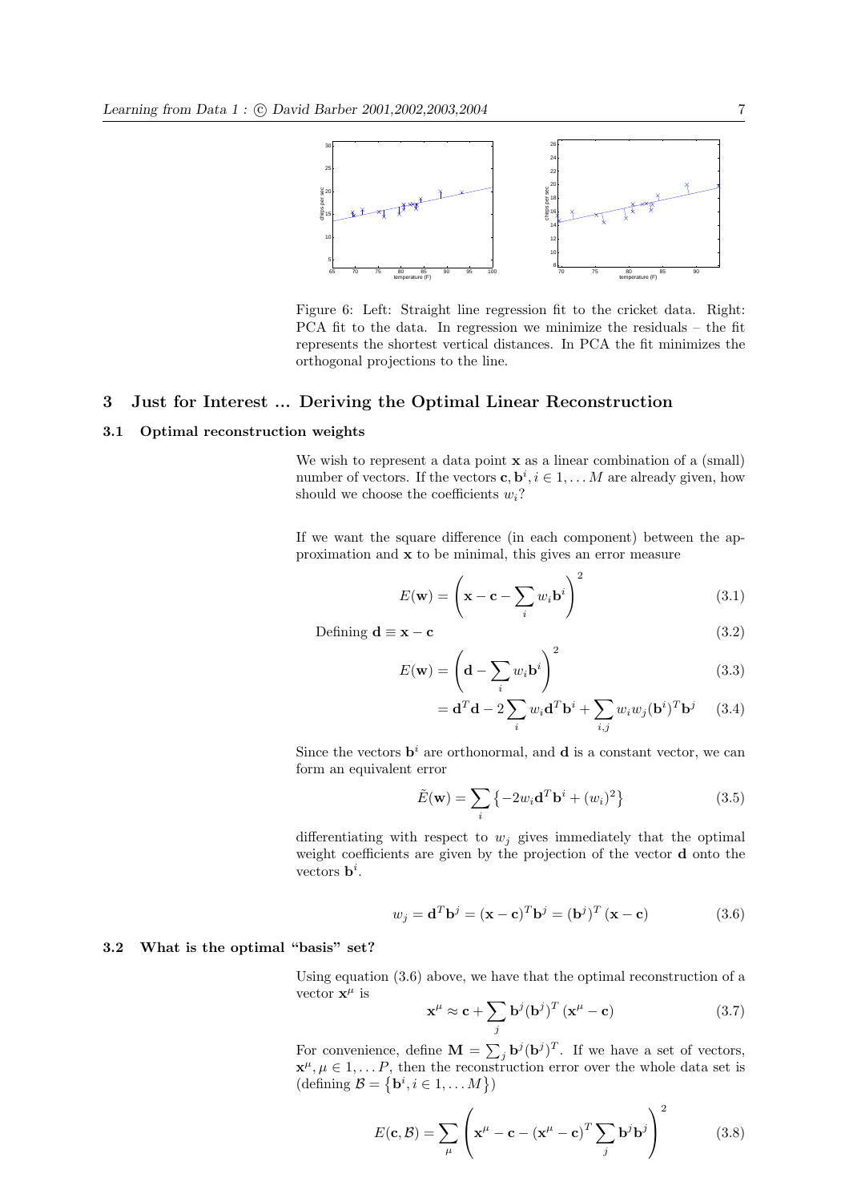Figure 6: Left: Straight line regression fit to the cricket data. Right: PCA fit to the data. In regression we minimize the residuals – the fit represents the shortest vertical distances. In PCA the fit minimizes the orthogonal projections to the line.

## 3 Just for Interest ... Deriving the Optimal Linear Reconstruction

### 3.1 Optimal reconstruction weights

We wish to represent a data point $\mathbf{x}$ as a linear combination of a (small) number of vectors. If the vectors $\mathbf{c}, \mathbf{b}^i, i \in 1, \ldots M$ are already given, how should we choose the coefficients $w_i$?

If we want the square difference (in each component) between the approximation and $\mathbf{x}$ to be minimal, this gives an error measure

$$E(\mathbf{w}) = \left( \mathbf{x} - \mathbf{c} - \sum_i w_i \mathbf{b}^i \right)^2 \tag{3.1}$$

Defining $\mathbf{d} \equiv \mathbf{x} - \mathbf{c}$ (3.2)

$$E(\mathbf{w}) = \left( \mathbf{d} - \sum_i w_i \mathbf{b}^i \right)^2 \tag{3.3}$$

$$= \mathbf{d}^T \mathbf{d} - 2 \sum_i w_i \mathbf{d}^T \mathbf{b}^i + \sum_{i,j} w_i w_j (\mathbf{b}^i)^T \mathbf{b}^j \tag{3.4}$$

Since the vectors $\mathbf{b}^i$ are orthonormal, and $\mathbf{d}$ is a constant vector, we can form an equivalent error

$$\tilde{E}(\mathbf{w}) = \sum_i \left\{ -2 w_i \mathbf{d}^T \mathbf{b}^i + (w_i)^2 \right\} \tag{3.5}$$

differentiating with respect to $w_j$ gives immediately that the optimal weight coefficients are given by the projection of the vector $\mathbf{d}$ onto the vectors $\mathbf{b}^i$.

$$w_j = \mathbf{d}^T \mathbf{b}^j = (\mathbf{x} - \mathbf{c})^T \mathbf{b}^j = (\mathbf{b}^j)^T (\mathbf{x} - \mathbf{c}) \tag{3.6}$$

### 3.2 What is the optimal "basis" set?

Using equation (3.6) above, we have that the optimal reconstruction of a vector $\mathbf{x}^\mu$ is

$$\mathbf{x}^\mu \approx \mathbf{c} + \sum_j \mathbf{b}^j (\mathbf{b}^j)^T (\mathbf{x}^\mu - \mathbf{c}) \tag{3.7}$$

For convenience, define $\mathbf{M} = \sum_j \mathbf{b}^j (\mathbf{b}^j)^T$. If we have a set of vectors, $\mathbf{x}^\mu, \mu \in 1, \ldots P$, then the reconstruction error over the whole data set is (defining $\mathcal{B} = \left\{ \mathbf{b}^i, i \in 1, \ldots M \right\}$)

$$E(\mathbf{c}, \mathcal{B}) = \sum_\mu \left( \mathbf{x}^\mu - \mathbf{c} - (\mathbf{x}^\mu - \mathbf{c})^T \sum_j \mathbf{b}^j \mathbf{b}^j \right)^2 \tag{3.8}$$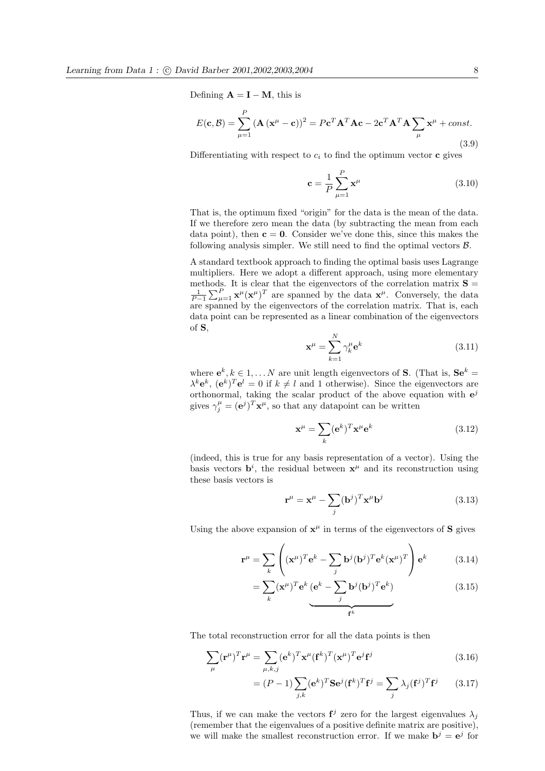Defining $\mathbf{A} = \mathbf{I} - \mathbf{M}$, this is

$$E(\mathbf{c}, \mathcal{B}) = \sum_{\mu=1}^{P} \left( \mathbf{A} \left( \mathbf{x}^\mu - \mathbf{c} \right) \right)^2 = P\mathbf{c}^T \mathbf{A}^T \mathbf{A} \mathbf{c} - 2\mathbf{c}^T \mathbf{A}^T \mathbf{A} \sum_\mu \mathbf{x}^\mu + const. \tag{3.9}$$

Differentiating with respect to $c_i$ to find the optimum vector $\mathbf{c}$ gives

$$\mathbf{c} = \frac{1}{P} \sum_{\mu=1}^{P} \mathbf{x}^\mu \tag{3.10}$$

That is, the optimum fixed "origin" for the data is the mean of the data. If we therefore zero mean the data (by subtracting the mean from each data point), then $\mathbf{c} = \mathbf{0}$. Consider we've done this, since this makes the following analysis simpler. We still need to find the optimal vectors $\mathcal{B}$.

A standard textbook approach to finding the optimal basis uses Lagrange multipliers. Here we adopt a different approach, using more elementary methods. It is clear that the eigenvectors of the correlation matrix $\mathbf{S} = \frac{1}{P-1} \sum_{\mu=1}^{P} \mathbf{x}^\mu (\mathbf{x}^\mu)^T$ are spanned by the data $\mathbf{x}^\mu$. Conversely, the data are spanned by the eigenvectors of the correlation matrix. That is, each data point can be represented as a linear combination of the eigenvectors of $\mathbf{S}$,

$$\mathbf{x}^\mu = \sum_{k=1}^{N} \gamma_k^\mu \mathbf{e}^k \tag{3.11}$$

where $\mathbf{e}^k, k \in 1, \ldots N$ are unit length eigenvectors of $\mathbf{S}$. (That is, $\mathbf{S}\mathbf{e}^k = \lambda^k \mathbf{e}^k$, $(\mathbf{e}^k)^T \mathbf{e}^l = 0$ if $k \neq l$ and 1 otherwise). Since the eigenvectors are orthonormal, taking the scalar product of the above equation with $\mathbf{e}^j$ gives $\gamma_j^\mu = (\mathbf{e}^j)^T \mathbf{x}^\mu$, so that any datapoint can be written

$$\mathbf{x}^\mu = \sum_k (\mathbf{e}^k)^T \mathbf{x}^\mu \mathbf{e}^k \tag{3.12}$$

(indeed, this is true for any basis representation of a vector). Using the basis vectors $\mathbf{b}^i$, the residual between $\mathbf{x}^\mu$ and its reconstruction using these basis vectors is

$$\mathbf{r}^\mu = \mathbf{x}^\mu - \sum_j (\mathbf{b}^j)^T \mathbf{x}^\mu \mathbf{b}^j \tag{3.13}$$

Using the above expansion of $\mathbf{x}^\mu$ in terms of the eigenvectors of $\mathbf{S}$ gives

$$\mathbf{r}^\mu = \sum_k \left( (\mathbf{x}^\mu)^T \mathbf{e}^k - \sum_j \mathbf{b}^j (\mathbf{b}^j)^T \mathbf{e}^k (\mathbf{x}^\mu)^T \right) \mathbf{e}^k \tag{3.14}$$

$$= \sum_k (\mathbf{x}^\mu)^T \mathbf{e}^k \underbrace{(\mathbf{e}^k - \sum_j \mathbf{b}^j (\mathbf{b}^j)^T \mathbf{e}^k)}_{\mathbf{f}^k} \tag{3.15}$$

The total reconstruction error for all the data points is then

$$\sum_\mu (\mathbf{r}^\mu)^T \mathbf{r}^\mu = \sum_{\mu,k,j} (\mathbf{e}^k)^T \mathbf{x}^\mu (\mathbf{f}^k)^T (\mathbf{x}^\mu)^T \mathbf{e}^j \mathbf{f}^j \tag{3.16}$$

$$= (P-1) \sum_{j,k} (\mathbf{e}^k)^T \mathbf{S} \mathbf{e}^j (\mathbf{f}^k)^T \mathbf{f}^j = \sum_j \lambda_j (\mathbf{f}^j)^T \mathbf{f}^j \tag{3.17}$$

Thus, if we can make the vectors $\mathbf{f}^j$ zero for the largest eigenvalues $\lambda_j$ (remember that the eigenvalues of a positive definite matrix are positive), we will make the smallest reconstruction error. If we make $\mathbf{b}^j = \mathbf{e}^j$ for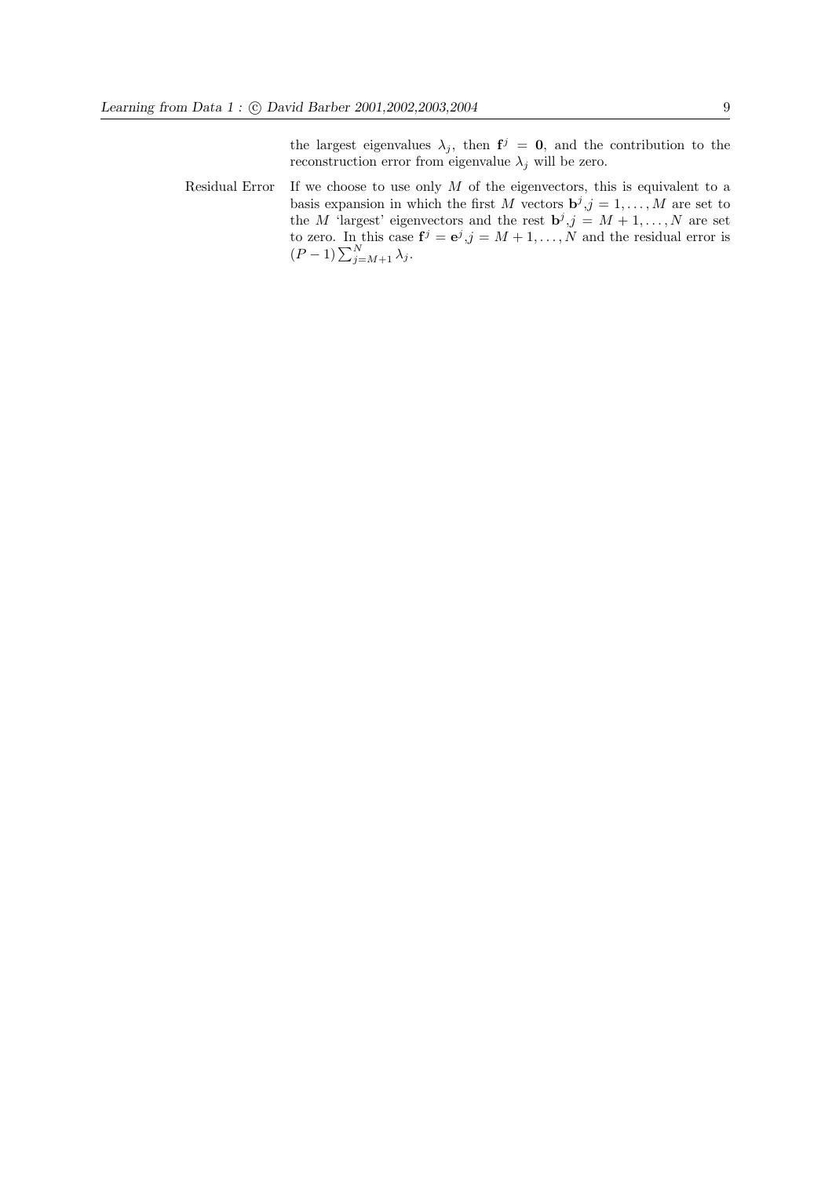the largest eigenvalues $\lambda_j$, then $\mathbf{f}^j = \mathbf{0}$, and the contribution to the reconstruction error from eigenvalue $\lambda_j$ will be zero.

Residual Error

If we choose to use only $M$ of the eigenvectors, this is equivalent to a basis expansion in which the first $M$ vectors $\mathbf{b}^j, j = 1, \ldots, M$ are set to the $M$ 'largest' eigenvectors and the rest $\mathbf{b}^j, j = M+1, \ldots, N$ are set to zero. In this case $\mathbf{f}^j = \mathbf{e}^j, j = M+1, \ldots, N$ and the residual error is $(P-1)\sum_{j=M+1}^{N} \lambda_j$.